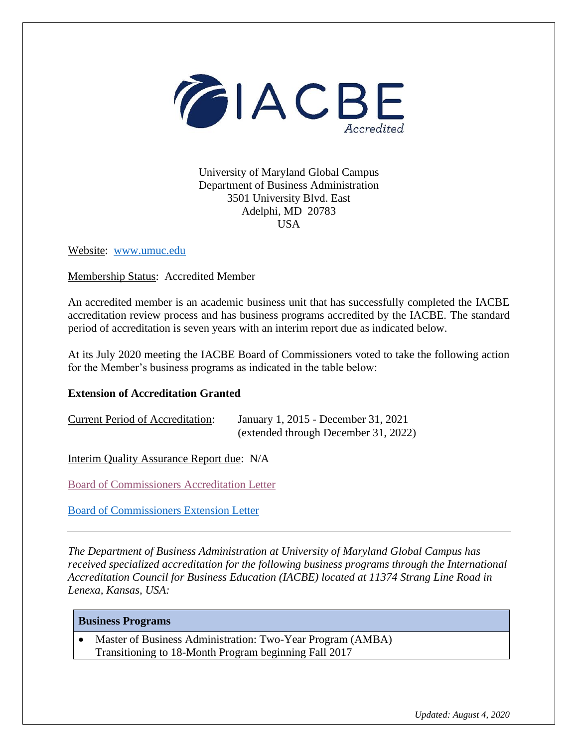IACBE Accredited

University of Maryland Global Campus
Department of Business Administration
3501 University Blvd. East
Adelphi, MD 20783
USA

Website: www.umuc.edu

Membership Status: Accredited Member

An accredited member is an academic business unit that has successfully completed the IACBE accreditation review process and has business programs accredited by the IACBE. The standard period of accreditation is seven years with an interim report due as indicated below.

At its July 2020 meeting the IACBE Board of Commissioners voted to take the following action for the Member's business programs as indicated in the table below:

**Extension of Accreditation Granted**

Current Period of Accreditation: January 1, 2015 - December 31, 2021 (extended through December 31, 2022)

Interim Quality Assurance Report due: N/A

Board of Commissioners Accreditation Letter

Board of Commissioners Extension Letter

---

*The Department of Business Administration at University of Maryland Global Campus has received specialized accreditation for the following business programs through the International Accreditation Council for Business Education (IACBE) located at 11374 Strang Line Road in Lenexa, Kansas, USA:*

| Business Programs |
| --- |
| • Master of Business Administration: Two-Year Program (AMBA) Transitioning to 18-Month Program beginning Fall 2017 |

*Updated: August 4, 2020*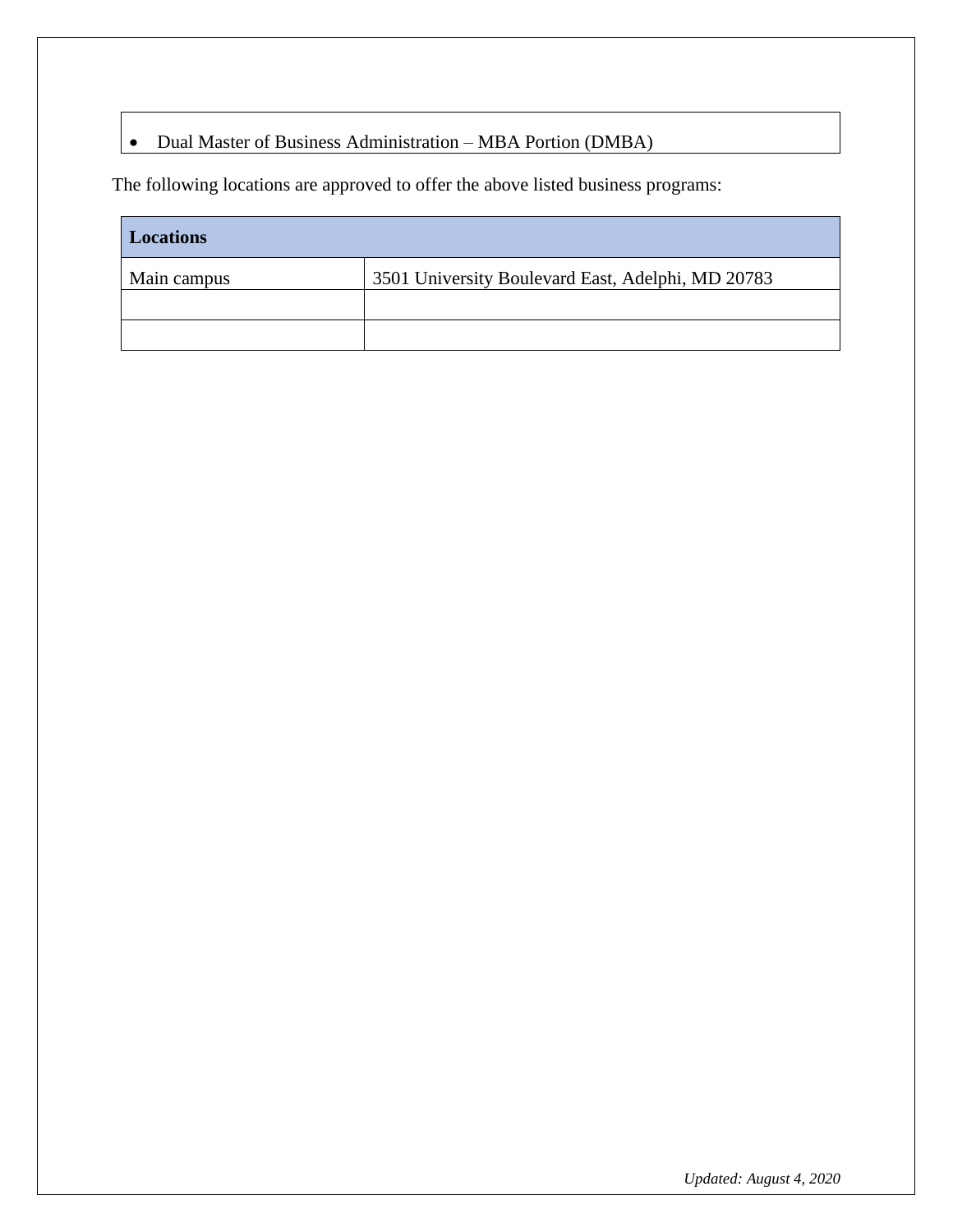- Dual Master of Business Administration – MBA Portion (DMBA)

The following locations are approved to offer the above listed business programs:

| **Locations** | |
|---|---|
| Main campus | 3501 University Boulevard East, Adelphi, MD 20783 |
| | |
| | |

*Updated: August 4, 2020*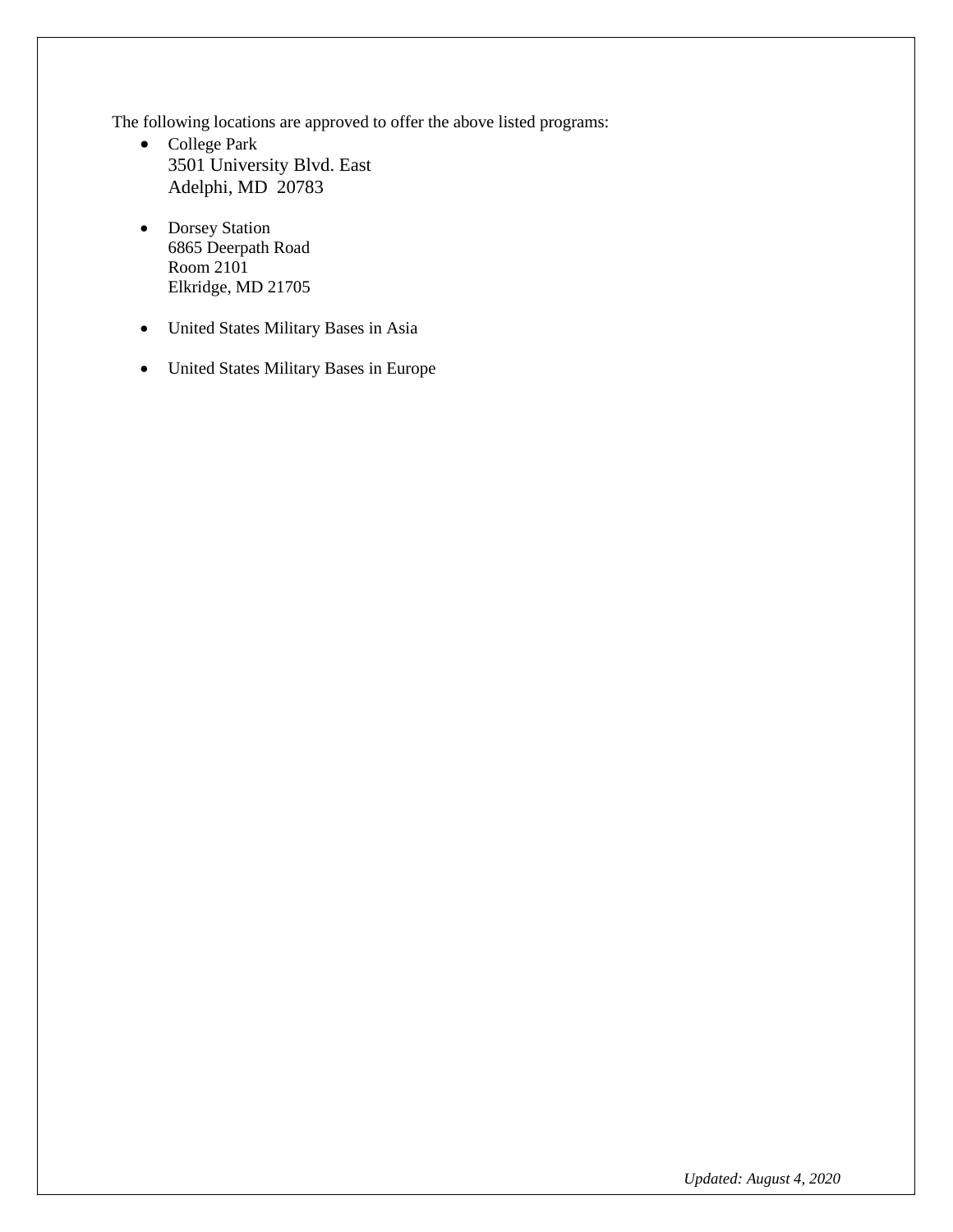The following locations are approved to offer the above listed programs:

- College Park
  3501 University Blvd. East
  Adelphi, MD 20783

- Dorsey Station
  6865 Deerpath Road
  Room 2101
  Elkridge, MD 21705

- United States Military Bases in Asia

- United States Military Bases in Europe

*Updated: August 4, 2020*